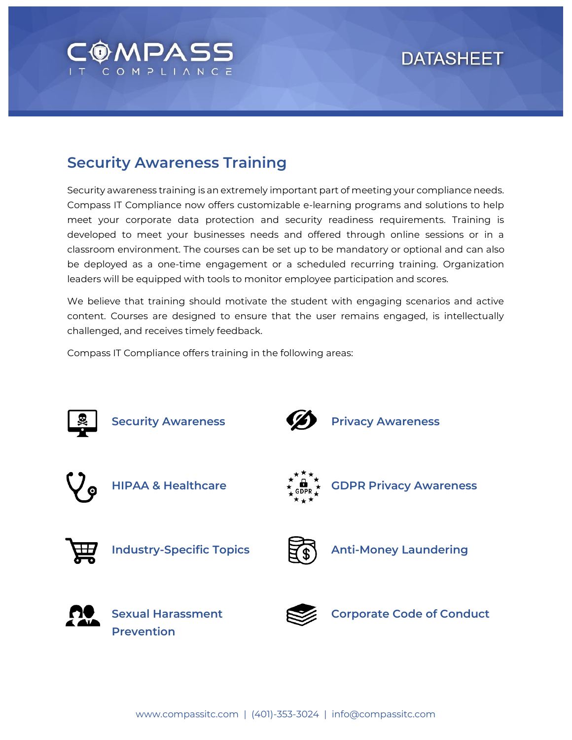COMPASS IT COMPLIANCE

DATASHEET

# Security Awareness Training

Security awareness training is an extremely important part of meeting your compliance needs. Compass IT Compliance now offers customizable e-learning programs and solutions to help meet your corporate data protection and security readiness requirements. Training is developed to meet your businesses needs and offered through online sessions or in a classroom environment. The courses can be set up to be mandatory or optional and can also be deployed as a one-time engagement or a scheduled recurring training. Organization leaders will be equipped with tools to monitor employee participation and scores.

We believe that training should motivate the student with engaging scenarios and active content. Courses are designed to ensure that the user remains engaged, is intellectually challenged, and receives timely feedback.

Compass IT Compliance offers training in the following areas:

- **Security Awareness**
- **Privacy Awareness**
- **HIPAA & Healthcare**
- **GDPR Privacy Awareness**
- **Industry-Specific Topics**
- **Anti-Money Laundering**
- **Sexual Harassment Prevention**
- **Corporate Code of Conduct**

www.compassitc.com | (401)-353-3024 | info@compassitc.com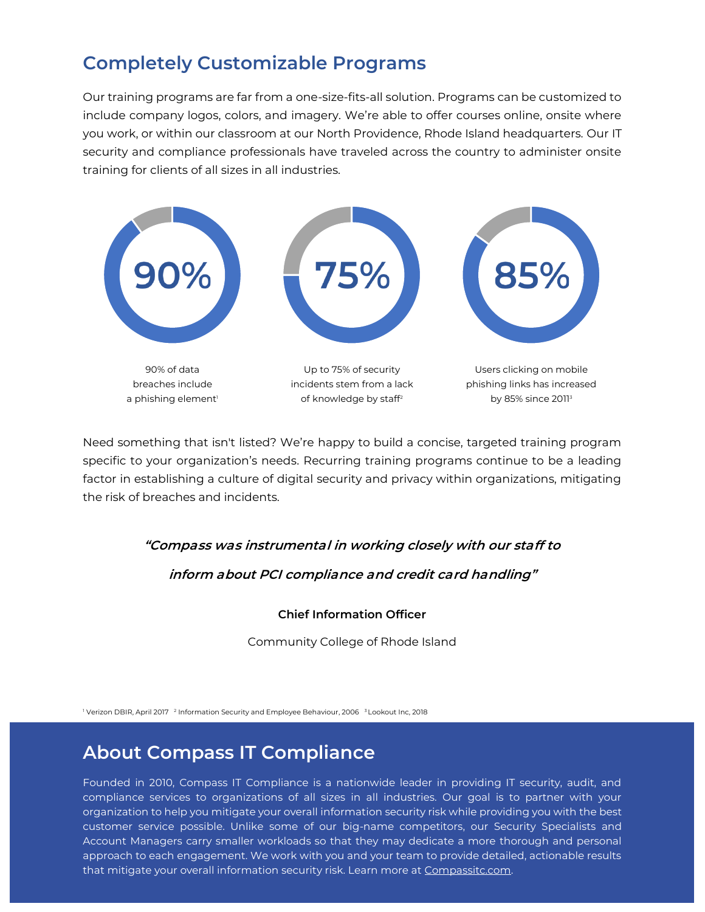## Completely Customizable Programs

Our training programs are far from a one-size-fits-all solution. Programs can be customized to include company logos, colors, and imagery. We're able to offer courses online, onsite where you work, or within our classroom at our North Providence, Rhode Island headquarters. Our IT security and compliance professionals have traveled across the country to administer onsite training for clients of all sizes in all industries.

90%

90% of data breaches include a phishing element[1]

75%

Up to 75% of security incidents stem from a lack of knowledge by staff[2]

85%

Users clicking on mobile phishing links has increased by 85% since 2011[3]

Need something that isn't listed? We're happy to build a concise, targeted training program specific to your organization's needs. Recurring training programs continue to be a leading factor in establishing a culture of digital security and privacy within organizations, mitigating the risk of breaches and incidents.

***"Compass was instrumental in working closely with our staff to inform about PCI compliance and credit card handling"***

**Chief Information Officer**

Community College of Rhode Island

[1] Verizon DBIR, April 2017 [2] Information Security and Employee Behaviour, 2006 [3] Lookout Inc, 2018

## About Compass IT Compliance

Founded in 2010, Compass IT Compliance is a nationwide leader in providing IT security, audit, and compliance services to organizations of all sizes in all industries. Our goal is to partner with your organization to help you mitigate your overall information security risk while providing you with the best customer service possible. Unlike some of our big-name competitors, our Security Specialists and Account Managers carry smaller workloads so that they may dedicate a more thorough and personal approach to each engagement. We work with you and your team to provide detailed, actionable results that mitigate your overall information security risk. Learn more at Compassitc.com.